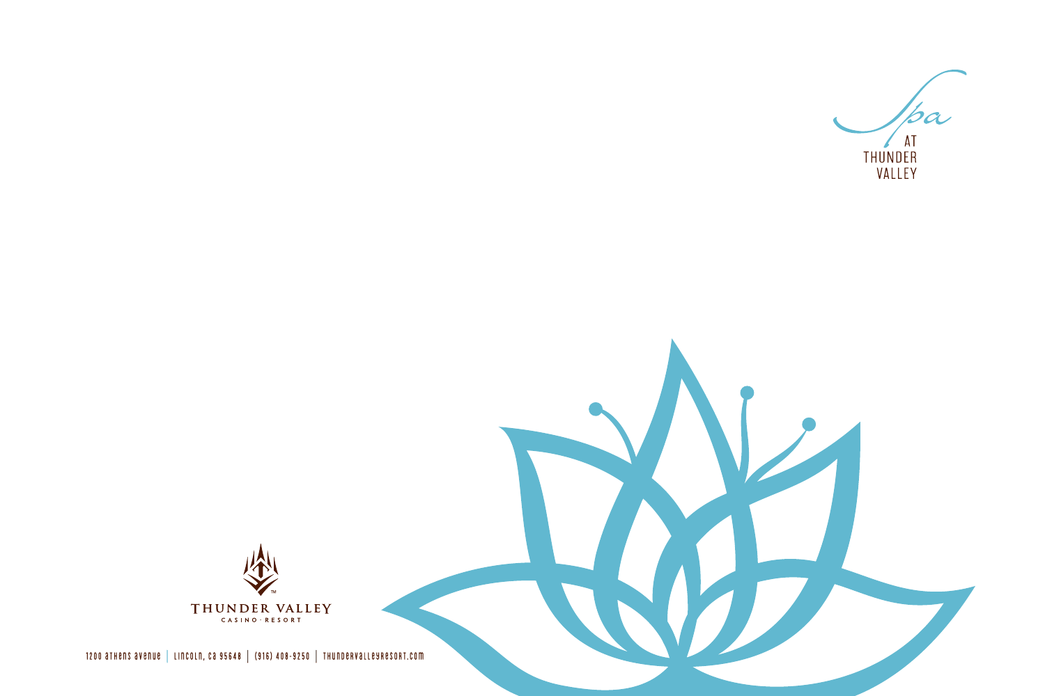# Spa AT THUNDER VALLEY

THUNDER VALLEY CASINO · RESORT

1200 Athens Avenue | Lincoln, CA 95648 | (916) 408-9250 | thundervalleyresort.com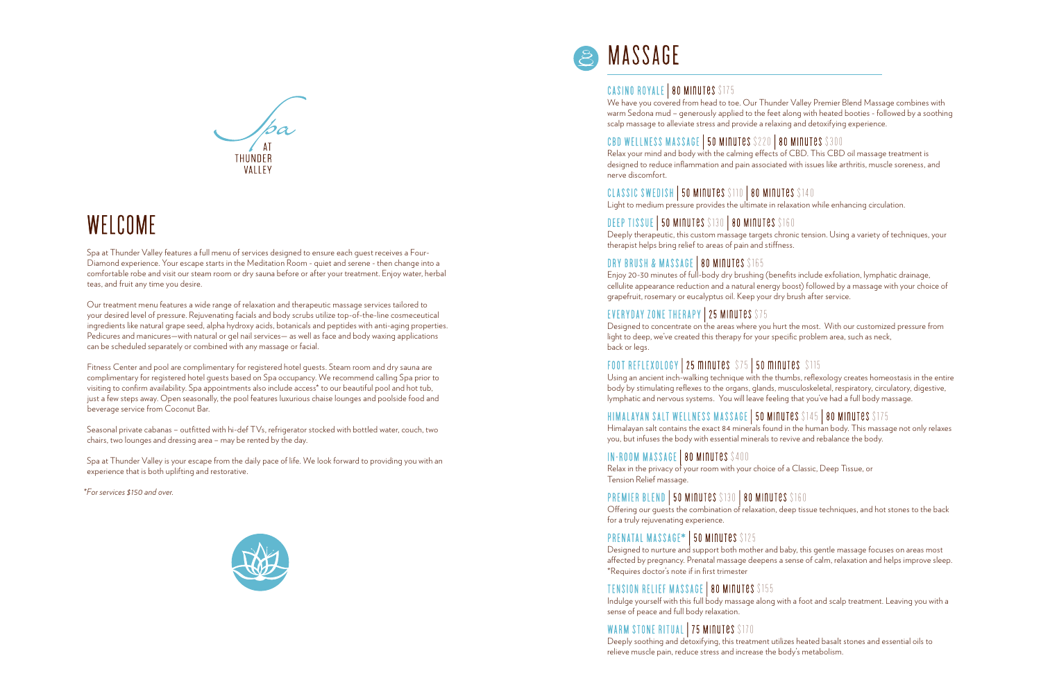Spa AT THUNDER VALLEY

# WELCOME

Spa at Thunder Valley features a full menu of services designed to ensure each guest receives a Four-Diamond experience. Your escape starts in the Meditation Room - quiet and serene - then change into a comfortable robe and visit our steam room or dry sauna before or after your treatment. Enjoy water, herbal teas, and fruit any time you desire.

Our treatment menu features a wide range of relaxation and therapeutic massage services tailored to your desired level of pressure. Rejuvenating facials and body scrubs utilize top-of-the-line cosmeceutical ingredients like natural grape seed, alpha hydroxy acids, botanicals and peptides with anti-aging properties. Pedicures and manicures—with natural or gel nail services— as well as face and body waxing applications can be scheduled separately or combined with any massage or facial.

Fitness Center and pool are complimentary for registered hotel guests. Steam room and dry sauna are complimentary for registered hotel guests based on Spa occupancy. We recommend calling Spa prior to visiting to confirm availability. Spa appointments also include access* to our beautiful pool and hot tub, just a few steps away. Open seasonally, the pool features luxurious chaise lounges and poolside food and beverage service from Coconut Bar.

Seasonal private cabanas – outfitted with hi-def TVs, refrigerator stocked with bottled water, couch, two chairs, two lounges and dressing area – may be rented by the day.

Spa at Thunder Valley is your escape from the daily pace of life. We look forward to providing you with an experience that is both uplifting and restorative.

*\*For services $150 and over.*

# MASSAGE

### CASINO ROYALE | 80 MINUTES $175

We have you covered from head to toe. Our Thunder Valley Premier Blend Massage combines with warm Sedona mud – generously applied to the feet along with heated booties - followed by a soothing scalp massage to alleviate stress and provide a relaxing and detoxifying experience.

### CBD WELLNESS MASSAGE | 50 MINUTES $220 | 80 MINUTES $300

Relax your mind and body with the calming effects of CBD. This CBD oil massage treatment is designed to reduce inflammation and pain associated with issues like arthritis, muscle soreness, and nerve discomfort.

### CLASSIC SWEDISH | 50 MINUTES $110 | 80 MINUTES $140

Light to medium pressure provides the ultimate in relaxation while enhancing circulation.

### DEEP TISSUE | 50 MINUTES $130 | 80 MINUTES $160

Deeply therapeutic, this custom massage targets chronic tension. Using a variety of techniques, your therapist helps bring relief to areas of pain and stiffness.

### DRY BRUSH & MASSAGE | 80 MINUTES $165

Enjoy 20-30 minutes of full-body dry brushing (benefits include exfoliation, lymphatic drainage, cellulite appearance reduction and a natural energy boost) followed by a massage with your choice of grapefruit, rosemary or eucalyptus oil. Keep your dry brush after service.

### EVERYDAY ZONE THERAPY | 25 MINUTES $75

Designed to concentrate on the areas where you hurt the most. With our customized pressure from light to deep, we've created this therapy for your specific problem area, such as neck, back or legs.

### FOOT REFLEXOLOGY | 25 MINUTES $75 | 50 MINUTES $115

Using an ancient inch-walking technique with the thumbs, reflexology creates homeostasis in the entire body by stimulating reflexes to the organs, glands, musculoskeletal, respiratory, circulatory, digestive, lymphatic and nervous systems. You will leave feeling that you've had a full body massage.

### HIMALAYAN SALT WELLNESS MASSAGE | 50 MINUTES $145 | 80 MINUTES $175

Himalayan salt contains the exact 84 minerals found in the human body. This massage not only relaxes you, but infuses the body with essential minerals to revive and rebalance the body.

### IN-ROOM MASSAGE | 80 MINUTES $400

Relax in the privacy of your room with your choice of a Classic, Deep Tissue, or Tension Relief massage.

### PREMIER BLEND | 50 MINUTES $130 | 80 MINUTES $160

Offering our guests the combination of relaxation, deep tissue techniques, and hot stones to the back for a truly rejuvenating experience.

### PRENATAL MASSAGE* | 50 MINUTES $125

Designed to nurture and support both mother and baby, this gentle massage focuses on areas most affected by pregnancy. Prenatal massage deepens a sense of calm, relaxation and helps improve sleep.
*Requires doctor's note if in first trimester

### TENSION RELIEF MASSAGE | 80 MINUTES $155

Indulge yourself with this full body massage along with a foot and scalp treatment. Leaving you with a sense of peace and full body relaxation.

### WARM STONE RITUAL | 75 MINUTES $170

Deeply soothing and detoxifying, this treatment utilizes heated basalt stones and essential oils to relieve muscle pain, reduce stress and increase the body's metabolism.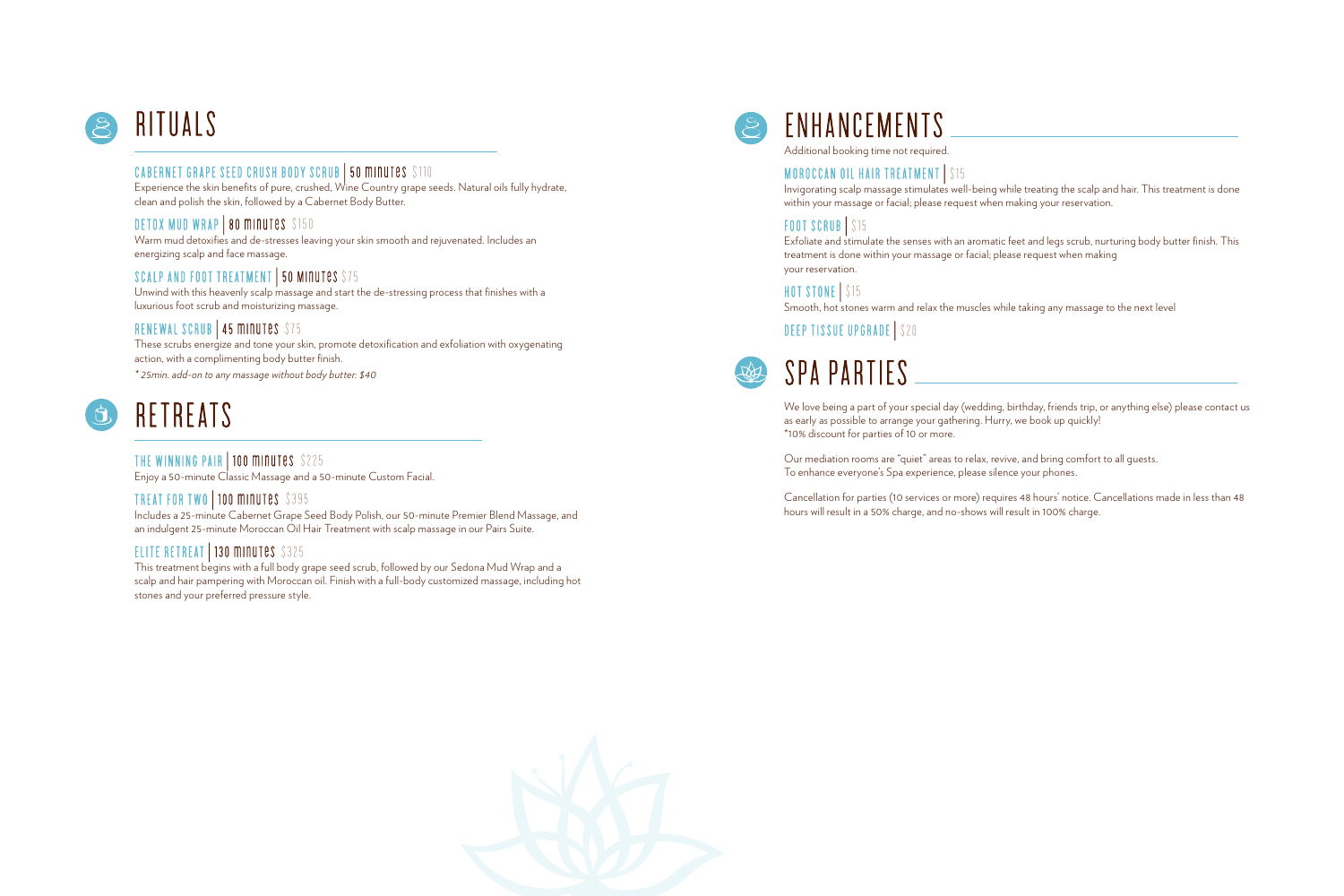# RITUALS

### CABERNET GRAPE SEED CRUSH BODY SCRUB | 50 minutes $110

Experience the skin benefits of pure, crushed, Wine Country grape seeds. Natural oils fully hydrate, clean and polish the skin, followed by a Cabernet Body Butter.

### DETOX MUD WRAP | 80 minutes $150

Warm mud detoxifies and de-stresses leaving your skin smooth and rejuvenated. Includes an energizing scalp and face massage.

### SCALP AND FOOT TREATMENT | 50 minutes $75

Unwind with this heavenly scalp massage and start the de-stressing process that finishes with a luxurious foot scrub and moisturizing massage.

### RENEWAL SCRUB | 45 minutes $75

These scrubs energize and tone your skin, promote detoxification and exfoliation with oxygenating action, with a complimenting body butter finish.

*\* 25min. add-on to any massage without body butter: $40*

# RETREATS

### THE WINNING PAIR | 100 minutes $225

Enjoy a 50-minute Classic Massage and a 50-minute Custom Facial.

### TREAT FOR TWO | 100 minutes $395

Includes a 25-minute Cabernet Grape Seed Body Polish, our 50-minute Premier Blend Massage, and an indulgent 25-minute Moroccan Oil Hair Treatment with scalp massage in our Pairs Suite.

### ELITE RETREAT | 130 minutes $325

This treatment begins with a full body grape seed scrub, followed by our Sedona Mud Wrap and a scalp and hair pampering with Moroccan oil. Finish with a full-body customized massage, including hot stones and your preferred pressure style.

# ENHANCEMENTS

Additional booking time not required.

### MOROCCAN OIL HAIR TREATMENT | $15

Invigorating scalp massage stimulates well-being while treating the scalp and hair. This treatment is done within your massage or facial; please request when making your reservation.

### FOOT SCRUB | $15

Exfoliate and stimulate the senses with an aromatic feet and legs scrub, nurturing body butter finish. This treatment is done within your massage or facial; please request when making your reservation.

### HOT STONE | $15

Smooth, hot stones warm and relax the muscles while taking any massage to the next level

### DEEP TISSUE UPGRADE | $20

# SPA PARTIES

We love being a part of your special day (wedding, birthday, friends trip, or anything else) please contact us as early as possible to arrange your gathering. Hurry, we book up quickly!
*10% discount for parties of 10 or more.

Our mediation rooms are "quiet" areas to relax, revive, and bring comfort to all guests.
To enhance everyone's Spa experience, please silence your phones.

Cancellation for parties (10 services or more) requires 48 hours' notice. Cancellations made in less than 48 hours will result in a 50% charge, and no-shows will result in 100% charge.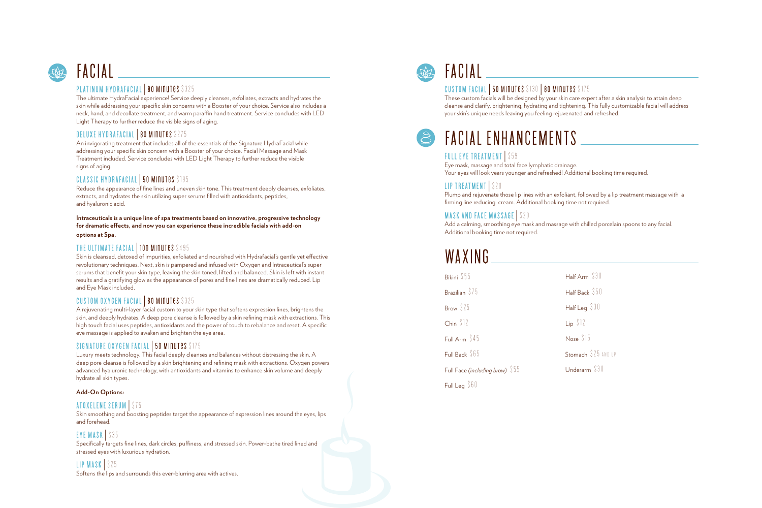# FACIAL

### PLATINUM HYDRAFACIAL | 80 MINUTES $325

The ultimate HydraFacial experience! Service deeply cleanses, exfoliates, extracts and hydrates the skin while addressing your specific skin concerns with a Booster of your choice. Service also includes a neck, hand, and decollate treatment, and warm paraffin hand treatment. Service concludes with LED Light Therapy to further reduce the visible signs of aging.

### DELUXE HYDRAFACIAL | 80 MINUTES $275

An invigorating treatment that includes all of the essentials of the Signature HydraFacial while addressing your specific skin concern with a Booster of your choice. Facial Massage and Mask Treatment included. Service concludes with LED Light Therapy to further reduce the visible signs of aging.

### CLASSIC HYDRAFACIAL | 50 MINUTES $195

Reduce the appearance of fine lines and uneven skin tone. This treatment deeply cleanses, exfoliates, extracts, and hydrates the skin utilizing super serums filled with antioxidants, peptides, and hyaluronic acid.

**Intraceuticals is a unique line of spa treatments based on innovative, progressive technology for dramatic effects, and now you can experience these incredible facials with add-on options at Spa.**

### THE ULTIMATE FACIAL | 100 MINUTES $495

Skin is cleansed, detoxed of impurities, exfoliated and nourished with Hydrafacial's gentle yet effective revolutionary techniques. Next, skin is pampered and infused with Oxygen and Intraceutical's super serums that benefit your skin type, leaving the skin toned, lifted and balanced. Skin is left with instant results and a gratifying glow as the appearance of pores and fine lines are dramatically reduced. Lip and Eye Mask included.

### CUSTOM OXYGEN FACIAL | 80 MINUTES $325

A rejuvenating multi-layer facial custom to your skin type that softens expression lines, brightens the skin, and deeply hydrates. A deep pore cleanse is followed by a skin refining mask with extractions. This high touch facial uses peptides, antioxidants and the power of touch to rebalance and reset. A specific eye massage is applied to awaken and brighten the eye area.

### SIGNATURE OXYGEN FACIAL | 50 MINUTES $175

Luxury meets technology. This facial deeply cleanses and balances without distressing the skin. A deep pore cleanse is followed by a skin brightening and refining mask with extractions. Oxygen powers advanced hyaluronic technology, with antioxidants and vitamins to enhance skin volume and deeply hydrate all skin types.

**Add-On Options:**

### ATOXELENE SERUM | $75

Skin smoothing and boosting peptides target the appearance of expression lines around the eyes, lips and forehead.

### EYE MASK | $35

Specifically targets fine lines, dark circles, puffiness, and stressed skin. Power-bathe tired lined and stressed eyes with luxurious hydration.

### LIP MASK | $25

Softens the lips and surrounds this ever-blurring area with actives.

# FACIAL

### CUSTOM FACIAL | 50 MINUTES $130 | 80 MINUTES $175

These custom facials will be designed by your skin care expert after a skin analysis to attain deep cleanse and clarify, brightening, hydrating and tightening. This fully customizable facial will address your skin's unique needs leaving you feeling rejuvenated and refreshed.

# FACIAL ENHANCEMENTS

### FULL EYE TREATMENT | $59

Eye mask, massage and total face lymphatic drainage.
Your eyes will look years younger and refreshed! Additional booking time required.

### LIP TREATMENT | $20

Plump and rejuvenate those lip lines with an exfoliant, followed by a lip treatment massage with a firming line reducing cream. Additional booking time not required.

### MASK AND FACE MASSAGE | $20

Add a calming, smoothing eye mask and massage with chilled porcelain spoons to any facial. Additional booking time not required.

# WAXING

| | |
|---|---|
| Bikini $55 | Half Arm $30 |
| Brazilian $75 | Half Back $50 |
| Brow $25 | Half Leg $30 |
| Chin $12 | Lip $12 |
| Full Arm $45 | Nose $15 |
| Full Back $65 | Stomach $25 AND UP |
| Full Face *(including brow)* $55 | Underarm $30 |
| Full Leg $60 | |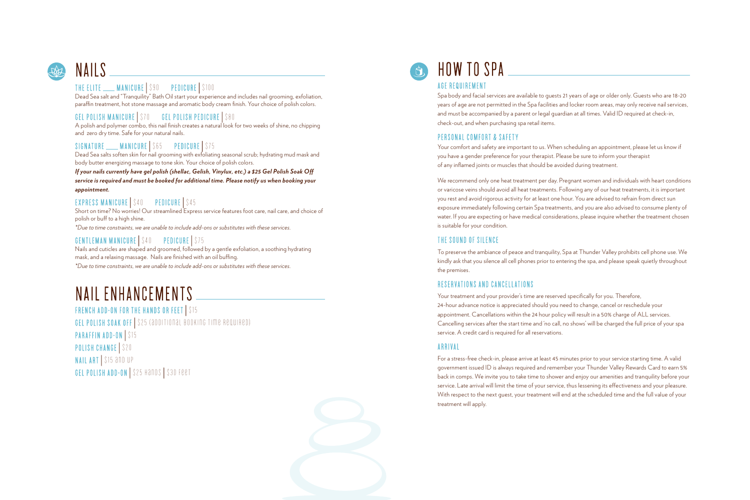# NAILS

### THE ELITE ___ MANICURE | $90 PEDICURE | $100

Dead Sea salt and "Tranquility" Bath Oil start your experience and includes nail grooming, exfoliation, paraffin treatment, hot stone massage and aromatic body cream finish. Your choice of polish colors.

### GEL POLISH MANICURE | $70 GEL POLISH PEDICURE | $80

A polish and polymer combo, this nail finish creates a natural look for two weeks of shine, no chipping and zero dry time. Safe for your natural nails.

### SIGNATURE ___ MANICURE | $65 PEDICURE | $75

Dead Sea salts soften skin for nail grooming with exfoliating seasonal scrub; hydrating mud mask and body butter energizing massage to tone skin. Your choice of polish colors.

***If your nails currently have gel polish (shellac, Gelish, Vinylux, etc.) a $25 Gel Polish Soak Off service is required and must be booked for additional time. Please notify us when booking your appointment.***

### EXPRESS MANICURE | $40 PEDICURE | $45

Short on time? No worries! Our streamlined Express service features foot care, nail care, and choice of polish or buff to a high shine.

*\*Due to time constraints, we are unable to include add-ons or substitutes with these services.*

### GENTLEMAN MANICURE | $40 PEDICURE | $75

Nails and cuticles are shaped and groomed, followed by a gentle exfoliation, a soothing hydrating mask, and a relaxing massage. Nails are finished with an oil buffing.

*\*Due to time constraints, we are unable to include add-ons or substitutes with these services.*

# NAIL ENHANCEMENTS

FRENCH ADD-ON FOR THE HANDS OR FEET | $15

GEL POLISH SOAK OFF | $25 (ADDITIONAL BOOKING TIME REQUIRED)

PARAFFIN ADD-ON | $15

POLISH CHANGE | $20

NAIL ART | $15 AND UP

GEL POLISH ADD-ON | $25 HANDS | $30 FEET

# HOW TO SPA

### AGE REQUIREMENT

Spa body and facial services are available to guests 21 years of age or older only. Guests who are 18-20 years of age are not permitted in the Spa facilities and locker room areas, may only receive nail services, and must be accompanied by a parent or legal guardian at all times. Valid ID required at check-in, check-out, and when purchasing spa retail items.

### PERSONAL COMFORT & SAFETY

Your comfort and safety are important to us. When scheduling an appointment, please let us know if you have a gender preference for your therapist. Please be sure to inform your therapist of any inflamed joints or muscles that should be avoided during treatment.

We recommend only one heat treatment per day. Pregnant women and individuals with heart conditions or varicose veins should avoid all heat treatments. Following any of our heat treatments, it is important you rest and avoid rigorous activity for at least one hour. You are advised to refrain from direct sun exposure immediately following certain Spa treatments, and you are also advised to consume plenty of water. If you are expecting or have medical considerations, please inquire whether the treatment chosen is suitable for your condition.

### THE SOUND OF SILENCE

To preserve the ambiance of peace and tranquility, Spa at Thunder Valley prohibits cell phone use. We kindly ask that you silence all cell phones prior to entering the spa, and please speak quietly throughout the premises.

### RESERVATIONS AND CANCELLATIONS

Your treatment and your provider's time are reserved specifically for you. Therefore, 24-hour advance notice is appreciated should you need to change, cancel or reschedule your appointment. Cancellations within the 24 hour policy will result in a 50% charge of ALL services. Cancelling services after the start time and 'no call, no shows' will be charged the full price of your spa service. A credit card is required for all reservations.

### ARRIVAL

For a stress-free check-in, please arrive at least 45 minutes prior to your service starting time. A valid government issued ID is always required and remember your Thunder Valley Rewards Card to earn 5% back in comps. We invite you to take time to shower and enjoy our amenities and tranquility before your service. Late arrival will limit the time of your service, thus lessening its effectiveness and your pleasure. With respect to the next guest, your treatment will end at the scheduled time and the full value of your treatment will apply.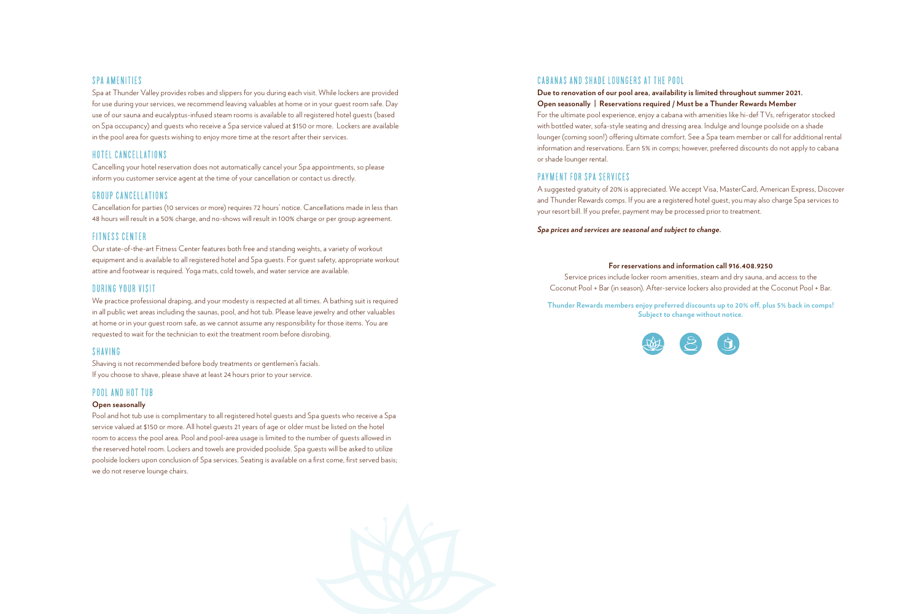## SPA AMENITIES

Spa at Thunder Valley provides robes and slippers for you during each visit. While lockers are provided for use during your services, we recommend leaving valuables at home or in your guest room safe. Day use of our sauna and eucalyptus-infused steam rooms is available to all registered hotel guests (based on Spa occupancy) and guests who receive a Spa service valued at $150 or more. Lockers are available in the pool area for guests wishing to enjoy more time at the resort after their services.

## HOTEL CANCELLATIONS

Cancelling your hotel reservation does not automatically cancel your Spa appointments, so please inform you customer service agent at the time of your cancellation or contact us directly.

## GROUP CANCELLATIONS

Cancellation for parties (10 services or more) requires 72 hours' notice. Cancellations made in less than 48 hours will result in a 50% charge, and no-shows will result in 100% charge or per group agreement.

## FITNESS CENTER

Our state-of-the-art Fitness Center features both free and standing weights, a variety of workout equipment and is available to all registered hotel and Spa guests. For guest safety, appropriate workout attire and footwear is required. Yoga mats, cold towels, and water service are available.

## DURING YOUR VISIT

We practice professional draping, and your modesty is respected at all times. A bathing suit is required in all public wet areas including the saunas, pool, and hot tub. Please leave jewelry and other valuables at home or in your guest room safe, as we cannot assume any responsibility for those items. You are requested to wait for the technician to exit the treatment room before disrobing.

## SHAVING

Shaving is not recommended before body treatments or gentlemen's facials.
If you choose to shave, please shave at least 24 hours prior to your service.

## POOL AND HOT TUB

**Open seasonally**

Pool and hot tub use is complimentary to all registered hotel guests and Spa guests who receive a Spa service valued at $150 or more. All hotel guests 21 years of age or older must be listed on the hotel room to access the pool area. Pool and pool-area usage is limited to the number of guests allowed in the reserved hotel room. Lockers and towels are provided poolside. Spa guests will be asked to utilize poolside lockers upon conclusion of Spa services. Seating is available on a first come, first served basis; we do not reserve lounge chairs.

## CABANAS AND SHADE LOUNGERS AT THE POOL

**Due to renovation of our pool area, availability is limited throughout summer 2021.**
**Open seasonally | Reservations required / Must be a Thunder Rewards Member**

For the ultimate pool experience, enjoy a cabana with amenities like hi-def TVs, refrigerator stocked with bottled water, sofa-style seating and dressing area. Indulge and lounge poolside on a shade lounger (coming soon!) offering ultimate comfort. See a Spa team member or call for additional rental information and reservations. Earn 5% in comps; however, preferred discounts do not apply to cabana or shade lounger rental.

## PAYMENT FOR SPA SERVICES

A suggested gratuity of 20% is appreciated. We accept Visa, MasterCard, American Express, Discover and Thunder Rewards comps. If you are a registered hotel guest, you may also charge Spa services to your resort bill. If you prefer, payment may be processed prior to treatment.

***Spa prices and services are seasonal and subject to change.***

**For reservations and information call 916.408.9250**

Service prices include locker room amenities, steam and dry sauna, and access to the Coconut Pool + Bar (in season). After-service lockers also provided at the Coconut Pool + Bar.

**Thunder Rewards members enjoy preferred discounts up to 20% off, plus 5% back in comps! Subject to change without notice.**